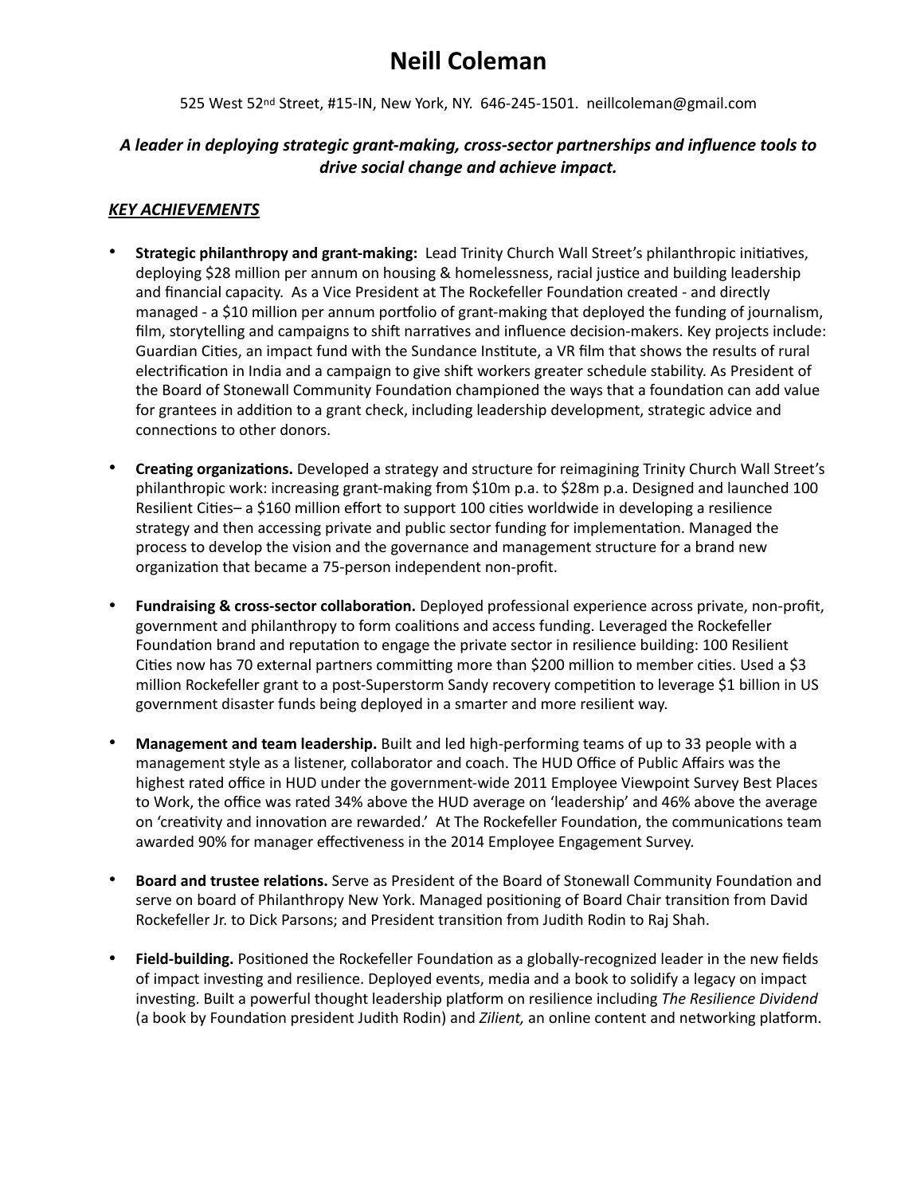# Neill Coleman

525 West 52nd Street, #15-IN, New York, NY. 646-245-1501. neillcoleman@gmail.com

***A leader in deploying strategic grant-making, cross-sector partnerships and influence tools to drive social change and achieve impact.***

## ***KEY ACHIEVEMENTS***

- **Strategic philanthropy and grant-making:** Lead Trinity Church Wall Street's philanthropic initiatives, deploying $28 million per annum on housing & homelessness, racial justice and building leadership and financial capacity. As a Vice President at The Rockefeller Foundation created - and directly managed - a $10 million per annum portfolio of grant-making that deployed the funding of journalism, film, storytelling and campaigns to shift narratives and influence decision-makers. Key projects include: Guardian Cities, an impact fund with the Sundance Institute, a VR film that shows the results of rural electrification in India and a campaign to give shift workers greater schedule stability. As President of the Board of Stonewall Community Foundation championed the ways that a foundation can add value for grantees in addition to a grant check, including leadership development, strategic advice and connections to other donors.

- **Creating organizations.** Developed a strategy and structure for reimagining Trinity Church Wall Street's philanthropic work: increasing grant-making from $10m p.a. to $28m p.a. Designed and launched 100 Resilient Cities– a $160 million effort to support 100 cities worldwide in developing a resilience strategy and then accessing private and public sector funding for implementation. Managed the process to develop the vision and the governance and management structure for a brand new organization that became a 75-person independent non-profit.

- **Fundraising & cross-sector collaboration.** Deployed professional experience across private, non-profit, government and philanthropy to form coalitions and access funding. Leveraged the Rockefeller Foundation brand and reputation to engage the private sector in resilience building: 100 Resilient Cities now has 70 external partners committing more than $200 million to member cities. Used a $3 million Rockefeller grant to a post-Superstorm Sandy recovery competition to leverage $1 billion in US government disaster funds being deployed in a smarter and more resilient way.

- **Management and team leadership.** Built and led high-performing teams of up to 33 people with a management style as a listener, collaborator and coach. The HUD Office of Public Affairs was the highest rated office in HUD under the government-wide 2011 Employee Viewpoint Survey Best Places to Work, the office was rated 34% above the HUD average on 'leadership' and 46% above the average on 'creativity and innovation are rewarded.' At The Rockefeller Foundation, the communications team awarded 90% for manager effectiveness in the 2014 Employee Engagement Survey.

- **Board and trustee relations.** Serve as President of the Board of Stonewall Community Foundation and serve on board of Philanthropy New York. Managed positioning of Board Chair transition from David Rockefeller Jr. to Dick Parsons; and President transition from Judith Rodin to Raj Shah.

- **Field-building.** Positioned the Rockefeller Foundation as a globally-recognized leader in the new fields of impact investing and resilience. Deployed events, media and a book to solidify a legacy on impact investing. Built a powerful thought leadership platform on resilience including *The Resilience Dividend* (a book by Foundation president Judith Rodin) and *Zilient,* an online content and networking platform.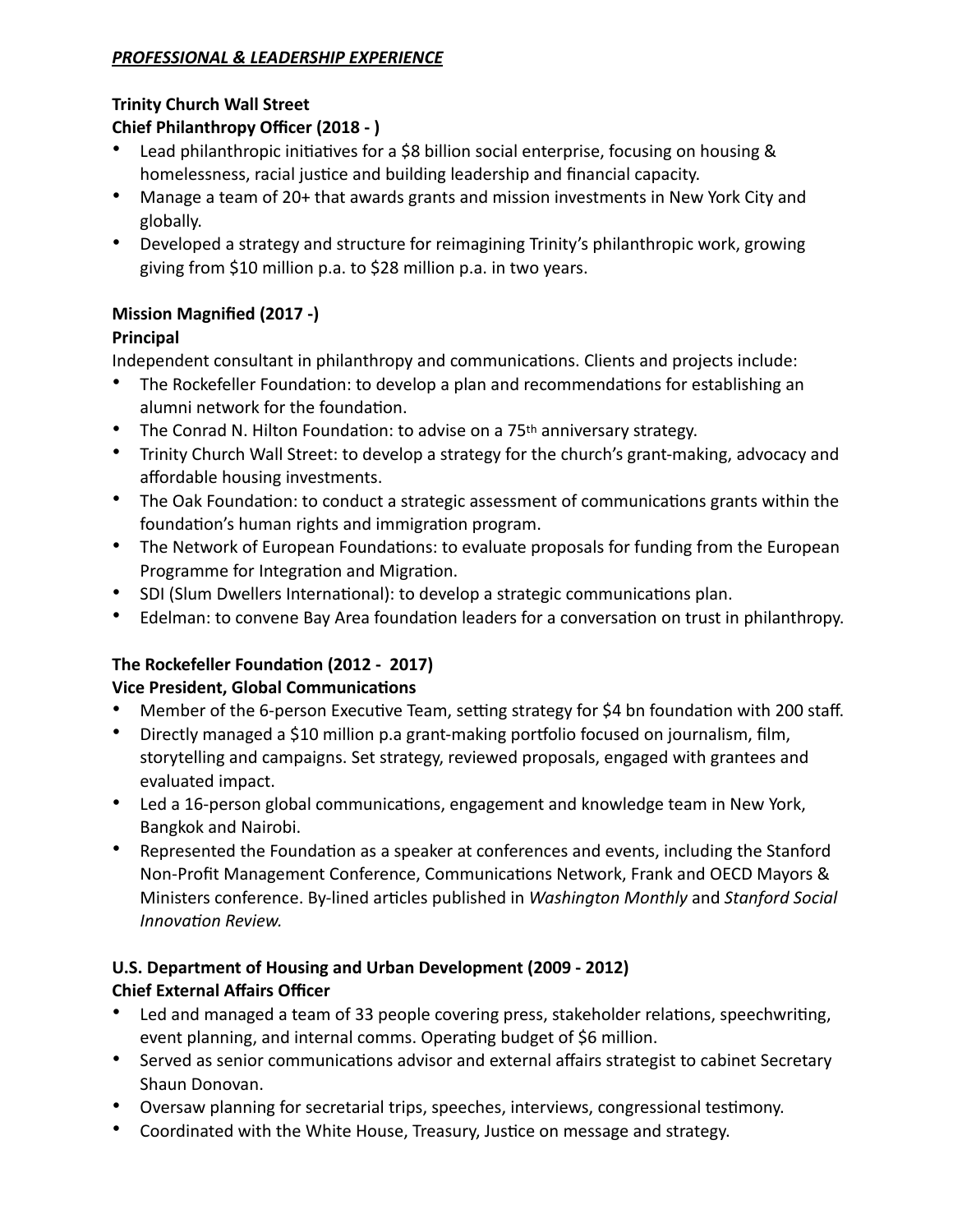## ***PROFESSIONAL & LEADERSHIP EXPERIENCE***

**Trinity Church Wall Street**
**Chief Philanthropy Officer (2018 - )**

- Lead philanthropic initiatives for a $8 billion social enterprise, focusing on housing & homelessness, racial justice and building leadership and financial capacity.
- Manage a team of 20+ that awards grants and mission investments in New York City and globally.
- Developed a strategy and structure for reimagining Trinity's philanthropic work, growing giving from $10 million p.a. to $28 million p.a. in two years.

**Mission Magnified (2017 -)**
**Principal**

Independent consultant in philanthropy and communications. Clients and projects include:

- The Rockefeller Foundation: to develop a plan and recommendations for establishing an alumni network for the foundation.
- The Conrad N. Hilton Foundation: to advise on a 75th anniversary strategy.
- Trinity Church Wall Street: to develop a strategy for the church's grant-making, advocacy and affordable housing investments.
- The Oak Foundation: to conduct a strategic assessment of communications grants within the foundation's human rights and immigration program.
- The Network of European Foundations: to evaluate proposals for funding from the European Programme for Integration and Migration.
- SDI (Slum Dwellers International): to develop a strategic communications plan.
- Edelman: to convene Bay Area foundation leaders for a conversation on trust in philanthropy.

**The Rockefeller Foundation (2012 - 2017)**
**Vice President, Global Communications**

- Member of the 6-person Executive Team, setting strategy for $4 bn foundation with 200 staff.
- Directly managed a $10 million p.a grant-making portfolio focused on journalism, film, storytelling and campaigns. Set strategy, reviewed proposals, engaged with grantees and evaluated impact.
- Led a 16-person global communications, engagement and knowledge team in New York, Bangkok and Nairobi.
- Represented the Foundation as a speaker at conferences and events, including the Stanford Non-Profit Management Conference, Communications Network, Frank and OECD Mayors & Ministers conference. By-lined articles published in *Washington Monthly* and *Stanford Social Innovation Review.*

**U.S. Department of Housing and Urban Development (2009 - 2012)**
**Chief External Affairs Officer**

- Led and managed a team of 33 people covering press, stakeholder relations, speechwriting, event planning, and internal comms. Operating budget of $6 million.
- Served as senior communications advisor and external affairs strategist to cabinet Secretary Shaun Donovan.
- Oversaw planning for secretarial trips, speeches, interviews, congressional testimony.
- Coordinated with the White House, Treasury, Justice on message and strategy.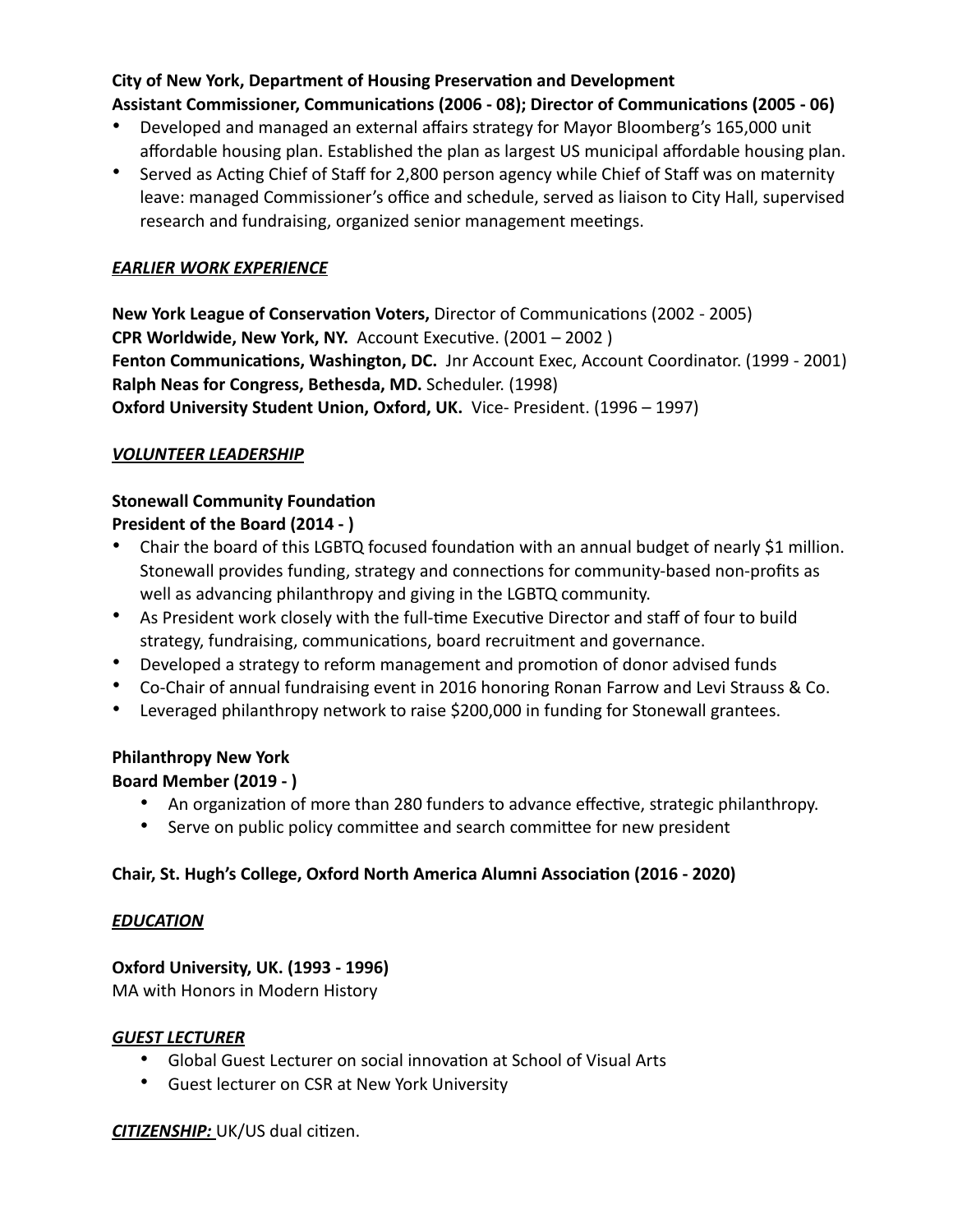**City of New York, Department of Housing Preservation and Development**
**Assistant Commissioner, Communications (2006 - 08); Director of Communications (2005 - 06)**

- Developed and managed an external affairs strategy for Mayor Bloomberg's 165,000 unit affordable housing plan. Established the plan as largest US municipal affordable housing plan.
- Served as Acting Chief of Staff for 2,800 person agency while Chief of Staff was on maternity leave: managed Commissioner's office and schedule, served as liaison to City Hall, supervised research and fundraising, organized senior management meetings.

## ***EARLIER WORK EXPERIENCE***

**New York League of Conservation Voters,** Director of Communications (2002 - 2005)
**CPR Worldwide, New York, NY.** Account Executive. (2001 – 2002 )
**Fenton Communications, Washington, DC.** Jnr Account Exec, Account Coordinator. (1999 - 2001)
**Ralph Neas for Congress, Bethesda, MD.** Scheduler. (1998)
**Oxford University Student Union, Oxford, UK.** Vice- President. (1996 – 1997)

## ***VOLUNTEER LEADERSHIP***

**Stonewall Community Foundation**
**President of the Board (2014 - )**

- Chair the board of this LGBTQ focused foundation with an annual budget of nearly $1 million. Stonewall provides funding, strategy and connections for community-based non-profits as well as advancing philanthropy and giving in the LGBTQ community.
- As President work closely with the full-time Executive Director and staff of four to build strategy, fundraising, communications, board recruitment and governance.
- Developed a strategy to reform management and promotion of donor advised funds
- Co-Chair of annual fundraising event in 2016 honoring Ronan Farrow and Levi Strauss & Co.
- Leveraged philanthropy network to raise $200,000 in funding for Stonewall grantees.

**Philanthropy New York**
**Board Member (2019 - )**

- An organization of more than 280 funders to advance effective, strategic philanthropy.
- Serve on public policy committee and search committee for new president

**Chair, St. Hugh's College, Oxford North America Alumni Association (2016 - 2020)**

## ***EDUCATION***

**Oxford University, UK. (1993 - 1996)**
MA with Honors in Modern History

## ***GUEST LECTURER***

- Global Guest Lecturer on social innovation at School of Visual Arts
- Guest lecturer on CSR at New York University

***CITIZENSHIP:*** UK/US dual citizen.